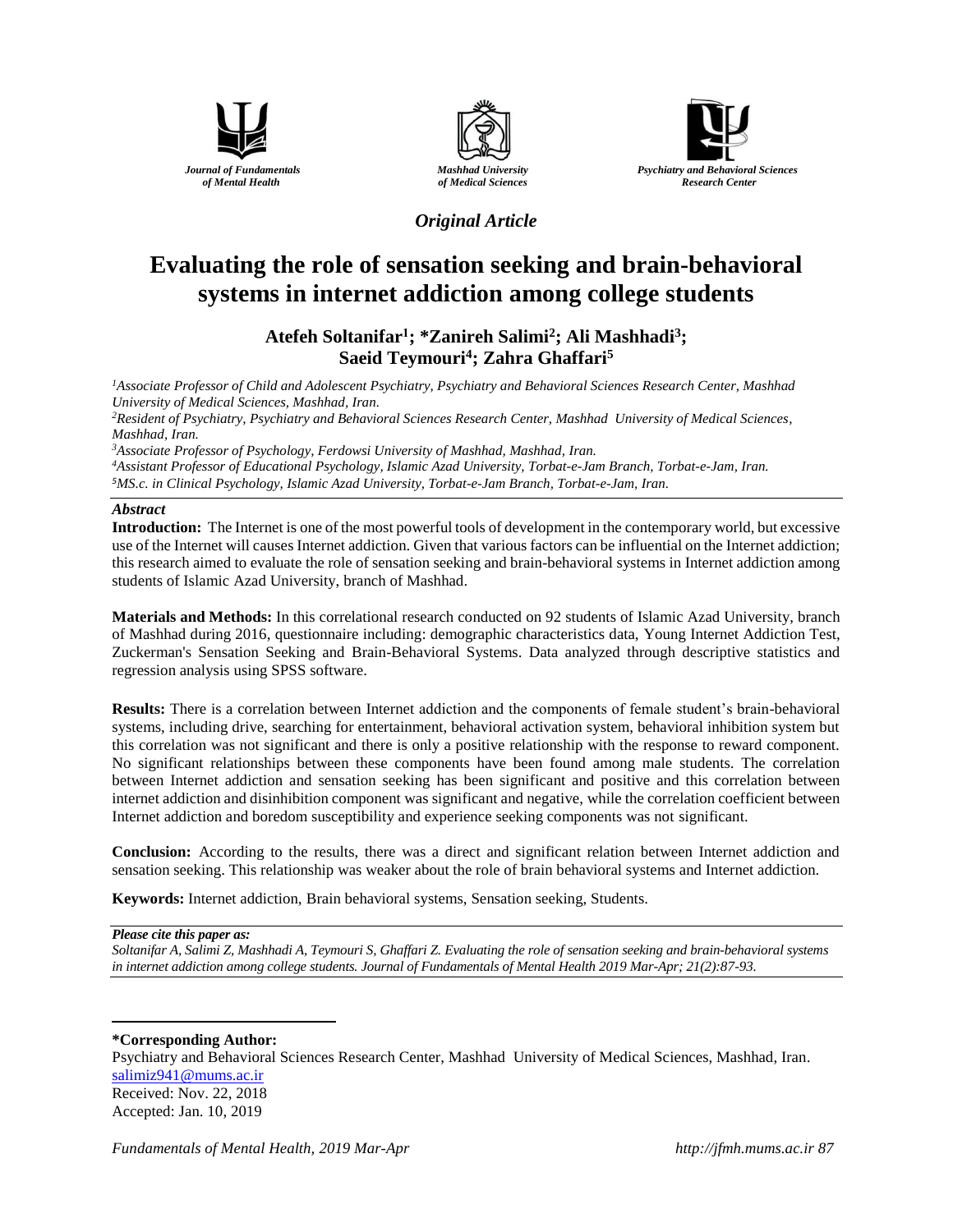Journal of Fundamentals of Mental Health

Mashhad University of Medical Sciences

Psychiatry and Behavioral Sciences Research Center

*Original Article*

# Evaluating the role of sensation seeking and brain-behavioral systems in internet addiction among college students

**Atefeh Soltanifar[1]; *Zanireh Salimi[2]; Ali Mashhadi[3]; Saeid Teymouri[4]; Zahra Ghaffari[5]**

*[1]Associate Professor of Child and Adolescent Psychiatry, Psychiatry and Behavioral Sciences Research Center, Mashhad University of Medical Sciences, Mashhad, Iran.*
*[2]Resident of Psychiatry, Psychiatry and Behavioral Sciences Research Center, Mashhad University of Medical Sciences, Mashhad, Iran.*
*[3]Associate Professor of Psychology, Ferdowsi University of Mashhad, Mashhad, Iran.*
*[4]Assistant Professor of Educational Psychology, Islamic Azad University, Torbat-e-Jam Branch, Torbat-e-Jam, Iran.*
*[5]MS.c. in Clinical Psychology, Islamic Azad University, Torbat-e-Jam Branch, Torbat-e-Jam, Iran.*

## *Abstract*

**Introduction:** The Internet is one of the most powerful tools of development in the contemporary world, but excessive use of the Internet will causes Internet addiction. Given that various factors can be influential on the Internet addiction; this research aimed to evaluate the role of sensation seeking and brain-behavioral systems in Internet addiction among students of Islamic Azad University, branch of Mashhad.

**Materials and Methods:** In this correlational research conducted on 92 students of Islamic Azad University, branch of Mashhad during 2016, questionnaire including: demographic characteristics data, Young Internet Addiction Test, Zuckerman's Sensation Seeking and Brain-Behavioral Systems. Data analyzed through descriptive statistics and regression analysis using SPSS software.

**Results:** There is a correlation between Internet addiction and the components of female student's brain-behavioral systems, including drive, searching for entertainment, behavioral activation system, behavioral inhibition system but this correlation was not significant and there is only a positive relationship with the response to reward component. No significant relationships between these components have been found among male students. The correlation between Internet addiction and sensation seeking has been significant and positive and this correlation between internet addiction and disinhibition component was significant and negative, while the correlation coefficient between Internet addiction and boredom susceptibility and experience seeking components was not significant.

**Conclusion:** According to the results, there was a direct and significant relation between Internet addiction and sensation seeking. This relationship was weaker about the role of brain behavioral systems and Internet addiction.

**Keywords:** Internet addiction, Brain behavioral systems, Sensation seeking, Students.

***Please cite this paper as:***
*Soltanifar A, Salimi Z, Mashhadi A, Teymouri S, Ghaffari Z. Evaluating the role of sensation seeking and brain-behavioral systems in internet addiction among college students. Journal of Fundamentals of Mental Health 2019 Mar-Apr; 21(2):87-93.*

**\*Corresponding Author:**
Psychiatry and Behavioral Sciences Research Center, Mashhad University of Medical Sciences, Mashhad, Iran.
salimiz941@mums.ac.ir
Received: Nov. 22, 2018
Accepted: Jan. 10, 2019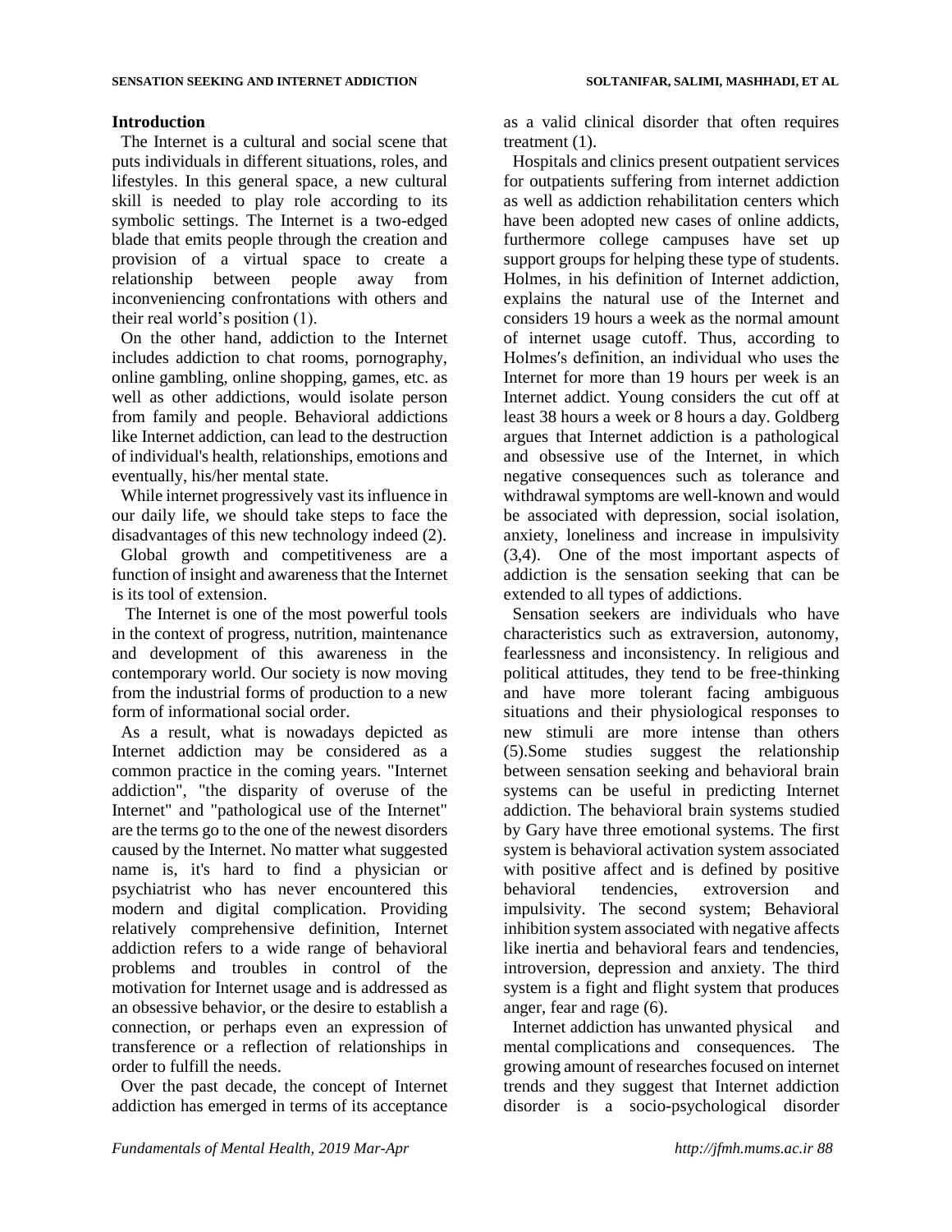## Introduction

The Internet is a cultural and social scene that puts individuals in different situations, roles, and lifestyles. In this general space, a new cultural skill is needed to play role according to its symbolic settings. The Internet is a two-edged blade that emits people through the creation and provision of a virtual space to create a relationship between people away from inconveniencing confrontations with others and their real world's position (1).

On the other hand, addiction to the Internet includes addiction to chat rooms, pornography, online gambling, online shopping, games, etc. as well as other addictions, would isolate person from family and people. Behavioral addictions like Internet addiction, can lead to the destruction of individual's health, relationships, emotions and eventually, his/her mental state.

While internet progressively vast its influence in our daily life, we should take steps to face the disadvantages of this new technology indeed (2).

Global growth and competitiveness are a function of insight and awareness that the Internet is its tool of extension.

The Internet is one of the most powerful tools in the context of progress, nutrition, maintenance and development of this awareness in the contemporary world. Our society is now moving from the industrial forms of production to a new form of informational social order.

As a result, what is nowadays depicted as Internet addiction may be considered as a common practice in the coming years. "Internet addiction", "the disparity of overuse of the Internet" and "pathological use of the Internet" are the terms go to the one of the newest disorders caused by the Internet. No matter what suggested name is, it's hard to find a physician or psychiatrist who has never encountered this modern and digital complication. Providing relatively comprehensive definition, Internet addiction refers to a wide range of behavioral problems and troubles in control of the motivation for Internet usage and is addressed as an obsessive behavior, or the desire to establish a connection, or perhaps even an expression of transference or a reflection of relationships in order to fulfill the needs.

Over the past decade, the concept of Internet addiction has emerged in terms of its acceptance as a valid clinical disorder that often requires treatment (1).

Hospitals and clinics present outpatient services for outpatients suffering from internet addiction as well as addiction rehabilitation centers which have been adopted new cases of online addicts, furthermore college campuses have set up support groups for helping these type of students. Holmes, in his definition of Internet addiction, explains the natural use of the Internet and considers 19 hours a week as the normal amount of internet usage cutoff. Thus, according to Holmes′s definition, an individual who uses the Internet for more than 19 hours per week is an Internet addict. Young considers the cut off at least 38 hours a week or 8 hours a day. Goldberg argues that Internet addiction is a pathological and obsessive use of the Internet, in which negative consequences such as tolerance and withdrawal symptoms are well-known and would be associated with depression, social isolation, anxiety, loneliness and increase in impulsivity (3,4). One of the most important aspects of addiction is the sensation seeking that can be extended to all types of addictions.

Sensation seekers are individuals who have characteristics such as extraversion, autonomy, fearlessness and inconsistency. In religious and political attitudes, they tend to be free-thinking and have more tolerant facing ambiguous situations and their physiological responses to new stimuli are more intense than others (5).Some studies suggest the relationship between sensation seeking and behavioral brain systems can be useful in predicting Internet addiction. The behavioral brain systems studied by Gary have three emotional systems. The first system is behavioral activation system associated with positive affect and is defined by positive behavioral tendencies, extroversion and impulsivity. The second system; Behavioral inhibition system associated with negative affects like inertia and behavioral fears and tendencies, introversion, depression and anxiety. The third system is a fight and flight system that produces anger, fear and rage (6).

Internet addiction has unwanted physical and mental complications and consequences. The growing amount of researches focused on internet trends and they suggest that Internet addiction disorder is a socio-psychological disorder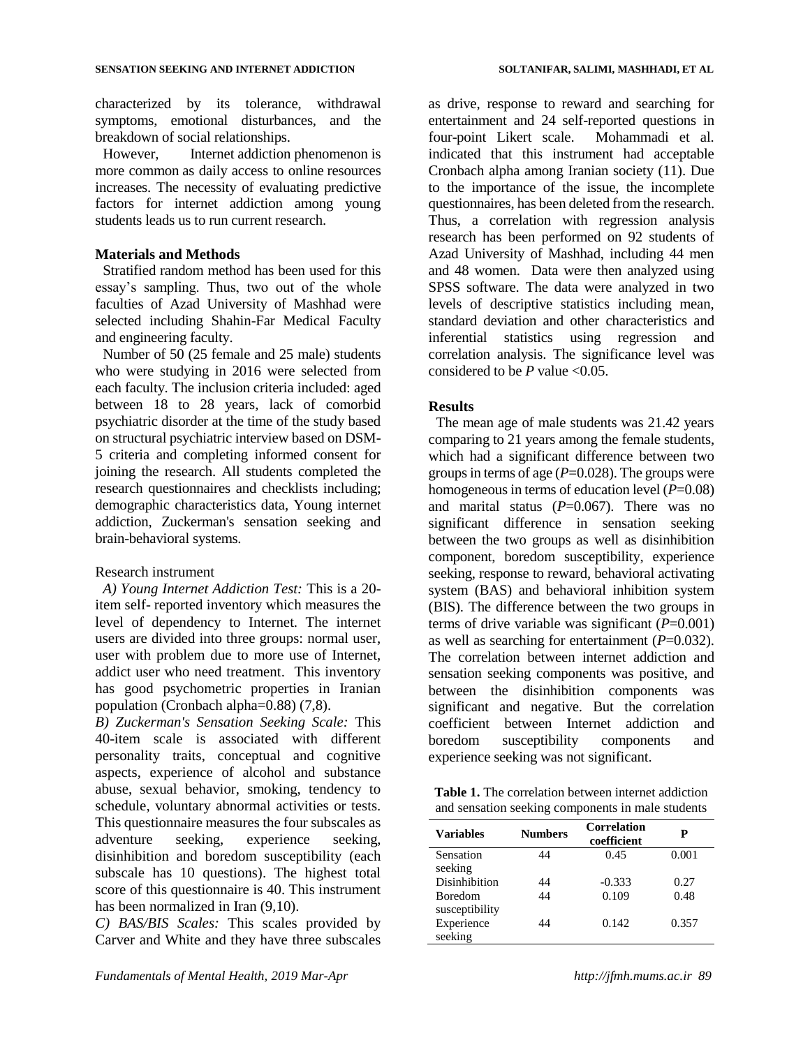characterized by its tolerance, withdrawal symptoms, emotional disturbances, and the breakdown of social relationships.

However, Internet addiction phenomenon is more common as daily access to online resources increases. The necessity of evaluating predictive factors for internet addiction among young students leads us to run current research.

## Materials and Methods

Stratified random method has been used for this essay's sampling. Thus, two out of the whole faculties of Azad University of Mashhad were selected including Shahin-Far Medical Faculty and engineering faculty.

Number of 50 (25 female and 25 male) students who were studying in 2016 were selected from each faculty. The inclusion criteria included: aged between 18 to 28 years, lack of comorbid psychiatric disorder at the time of the study based on structural psychiatric interview based on DSM-5 criteria and completing informed consent for joining the research. All students completed the research questionnaires and checklists including; demographic characteristics data, Young internet addiction, Zuckerman's sensation seeking and brain-behavioral systems.

Research instrument

*A) Young Internet Addiction Test:* This is a 20-item self- reported inventory which measures the level of dependency to Internet. The internet users are divided into three groups: normal user, user with problem due to more use of Internet, addict user who need treatment. This inventory has good psychometric properties in Iranian population (Cronbach alpha=0.88) (7,8).

*B) Zuckerman's Sensation Seeking Scale:* This 40-item scale is associated with different personality traits, conceptual and cognitive aspects, experience of alcohol and substance abuse, sexual behavior, smoking, tendency to schedule, voluntary abnormal activities or tests. This questionnaire measures the four subscales as adventure seeking, experience seeking, disinhibition and boredom susceptibility (each subscale has 10 questions). The highest total score of this questionnaire is 40. This instrument has been normalized in Iran (9,10).

*C) BAS/BIS Scales:* This scales provided by Carver and White and they have three subscales as drive, response to reward and searching for entertainment and 24 self-reported questions in four-point Likert scale. Mohammadi et al. indicated that this instrument had acceptable Cronbach alpha among Iranian society (11). Due to the importance of the issue, the incomplete questionnaires, has been deleted from the research. Thus, a correlation with regression analysis research has been performed on 92 students of Azad University of Mashhad, including 44 men and 48 women. Data were then analyzed using SPSS software. The data were analyzed in two levels of descriptive statistics including mean, standard deviation and other characteristics and inferential statistics using regression and correlation analysis. The significance level was considered to be $P$ value <0.05.

## Results

The mean age of male students was 21.42 years comparing to 21 years among the female students, which had a significant difference between two groups in terms of age ($P$=0.028). The groups were homogeneous in terms of education level ($P$=0.08) and marital status ($P$=0.067). There was no significant difference in sensation seeking between the two groups as well as disinhibition component, boredom susceptibility, experience seeking, response to reward, behavioral activating system (BAS) and behavioral inhibition system (BIS). The difference between the two groups in terms of drive variable was significant ($P$=0.001) as well as searching for entertainment ($P$=0.032). The correlation between internet addiction and sensation seeking components was positive, and between the disinhibition components was significant and negative. But the correlation coefficient between Internet addiction and boredom susceptibility components and experience seeking was not significant.

**Table 1.** The correlation between internet addiction and sensation seeking components in male students

| Variables | Numbers | Correlation coefficient | P |
|---|---|---|---|
| Sensation seeking | 44 | 0.45 | 0.001 |
| Disinhibition | 44 | -0.333 | 0.27 |
| Boredom susceptibility | 44 | 0.109 | 0.48 |
| Experience seeking | 44 | 0.142 | 0.357 |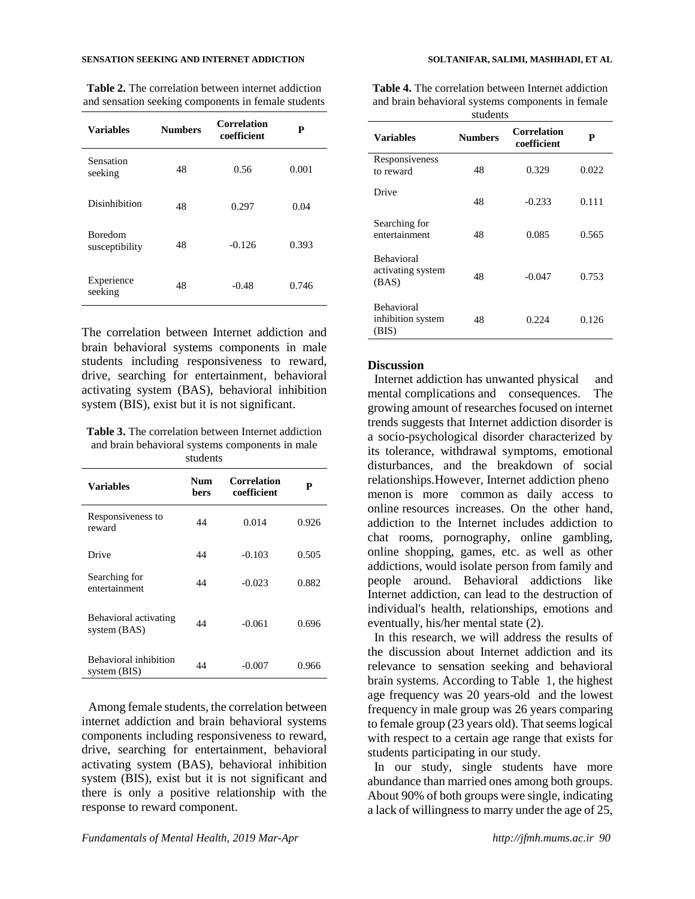**Table 2.** The correlation between internet addiction and sensation seeking components in female students

| Variables | Numbers | Correlation coefficient | P |
|---|---|---|---|
| Sensation seeking | 48 | 0.56 | 0.001 |
| Disinhibition | 48 | 0.297 | 0.04 |
| Boredom susceptibility | 48 | -0.126 | 0.393 |
| Experience seeking | 48 | -0.48 | 0.746 |

The correlation between Internet addiction and brain behavioral systems components in male students including responsiveness to reward, drive, searching for entertainment, behavioral activating system (BAS), behavioral inhibition system (BIS), exist but it is not significant.

**Table 3.** The correlation between Internet addiction and brain behavioral systems components in male students

| Variables | Numbers | Correlation coefficient | P |
|---|---|---|---|
| Responsiveness to reward | 44 | 0.014 | 0.926 |
| Drive | 44 | -0.103 | 0.505 |
| Searching for entertainment | 44 | -0.023 | 0.882 |
| Behavioral activating system (BAS) | 44 | -0.061 | 0.696 |
| Behavioral inhibition system (BIS) | 44 | -0.007 | 0.966 |

Among female students, the correlation between internet addiction and brain behavioral systems components including responsiveness to reward, drive, searching for entertainment, behavioral activating system (BAS), behavioral inhibition system (BIS), exist but it is not significant and there is only a positive relationship with the response to reward component.

**Table 4.** The correlation between Internet addiction and brain behavioral systems components in female students

| Variables | Numbers | Correlation coefficient | P |
|---|---|---|---|
| Responsiveness to reward | 48 | 0.329 | 0.022 |
| Drive | 48 | -0.233 | 0.111 |
| Searching for entertainment | 48 | 0.085 | 0.565 |
| Behavioral activating system (BAS) | 48 | -0.047 | 0.753 |
| Behavioral inhibition system (BIS) | 48 | 0.224 | 0.126 |

## Discussion

Internet addiction has unwanted physical and mental complications and consequences. The growing amount of researches focused on internet trends suggests that Internet addiction disorder is a socio-psychological disorder characterized by its tolerance, withdrawal symptoms, emotional disturbances, and the breakdown of social relationships.However, Internet addiction phenomenon is more common as daily access to online resources increases. On the other hand, addiction to the Internet includes addiction to chat rooms, pornography, online gambling, online shopping, games, etc. as well as other addictions, would isolate person from family and people around. Behavioral addictions like Internet addiction, can lead to the destruction of individual's health, relationships, emotions and eventually, his/her mental state (2).

In this research, we will address the results of the discussion about Internet addiction and its relevance to sensation seeking and behavioral brain systems. According to Table 1, the highest age frequency was 20 years-old and the lowest frequency in male group was 26 years comparing to female group (23 years old). That seems logical with respect to a certain age range that exists for students participating in our study.

In our study, single students have more abundance than married ones among both groups. About 90% of both groups were single, indicating a lack of willingness to marry under the age of 25,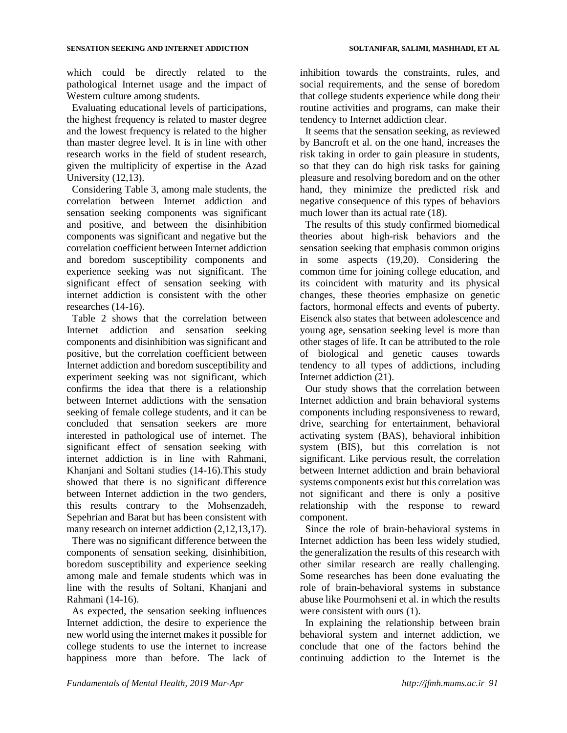which could be directly related to the pathological Internet usage and the impact of Western culture among students.

Evaluating educational levels of participations, the highest frequency is related to master degree and the lowest frequency is related to the higher than master degree level. It is in line with other research works in the field of student research, given the multiplicity of expertise in the Azad University (12,13).

Considering Table 3, among male students, the correlation between Internet addiction and sensation seeking components was significant and positive, and between the disinhibition components was significant and negative but the correlation coefficient between Internet addiction and boredom susceptibility components and experience seeking was not significant. The significant effect of sensation seeking with internet addiction is consistent with the other researches (14-16).

Table 2 shows that the correlation between Internet addiction and sensation seeking components and disinhibition was significant and positive, but the correlation coefficient between Internet addiction and boredom susceptibility and experiment seeking was not significant, which confirms the idea that there is a relationship between Internet addictions with the sensation seeking of female college students, and it can be concluded that sensation seekers are more interested in pathological use of internet. The significant effect of sensation seeking with internet addiction is in line with Rahmani, Khanjani and Soltani studies (14-16).This study showed that there is no significant difference between Internet addiction in the two genders, this results contrary to the Mohsenzadeh, Sepehrian and Barat but has been consistent with many research on internet addiction (2,12,13,17).

There was no significant difference between the components of sensation seeking, disinhibition, boredom susceptibility and experience seeking among male and female students which was in line with the results of Soltani, Khanjani and Rahmani (14-16).

As expected, the sensation seeking influences Internet addiction, the desire to experience the new world using the internet makes it possible for college students to use the internet to increase happiness more than before. The lack of inhibition towards the constraints, rules, and social requirements, and the sense of boredom that college students experience while dong their routine activities and programs, can make their tendency to Internet addiction clear.

It seems that the sensation seeking, as reviewed by Bancroft et al. on the one hand, increases the risk taking in order to gain pleasure in students, so that they can do high risk tasks for gaining pleasure and resolving boredom and on the other hand, they minimize the predicted risk and negative consequence of this types of behaviors much lower than its actual rate (18).

The results of this study confirmed biomedical theories about high-risk behaviors and the sensation seeking that emphasis common origins in some aspects (19,20). Considering the common time for joining college education, and its coincident with maturity and its physical changes, these theories emphasize on genetic factors, hormonal effects and events of puberty. Eisenck also states that between adolescence and young age, sensation seeking level is more than other stages of life. It can be attributed to the role of biological and genetic causes towards tendency to all types of addictions, including Internet addiction (21).

Our study shows that the correlation between Internet addiction and brain behavioral systems components including responsiveness to reward, drive, searching for entertainment, behavioral activating system (BAS), behavioral inhibition system (BIS), but this correlation is not significant. Like pervious result, the correlation between Internet addiction and brain behavioral systems components exist but this correlation was not significant and there is only a positive relationship with the response to reward component.

Since the role of brain-behavioral systems in Internet addiction has been less widely studied, the generalization the results of this research with other similar research are really challenging. Some researches has been done evaluating the role of brain-behavioral systems in substance abuse like Pourmohseni et al. in which the results were consistent with ours (1).

In explaining the relationship between brain behavioral system and internet addiction, we conclude that one of the factors behind the continuing addiction to the Internet is the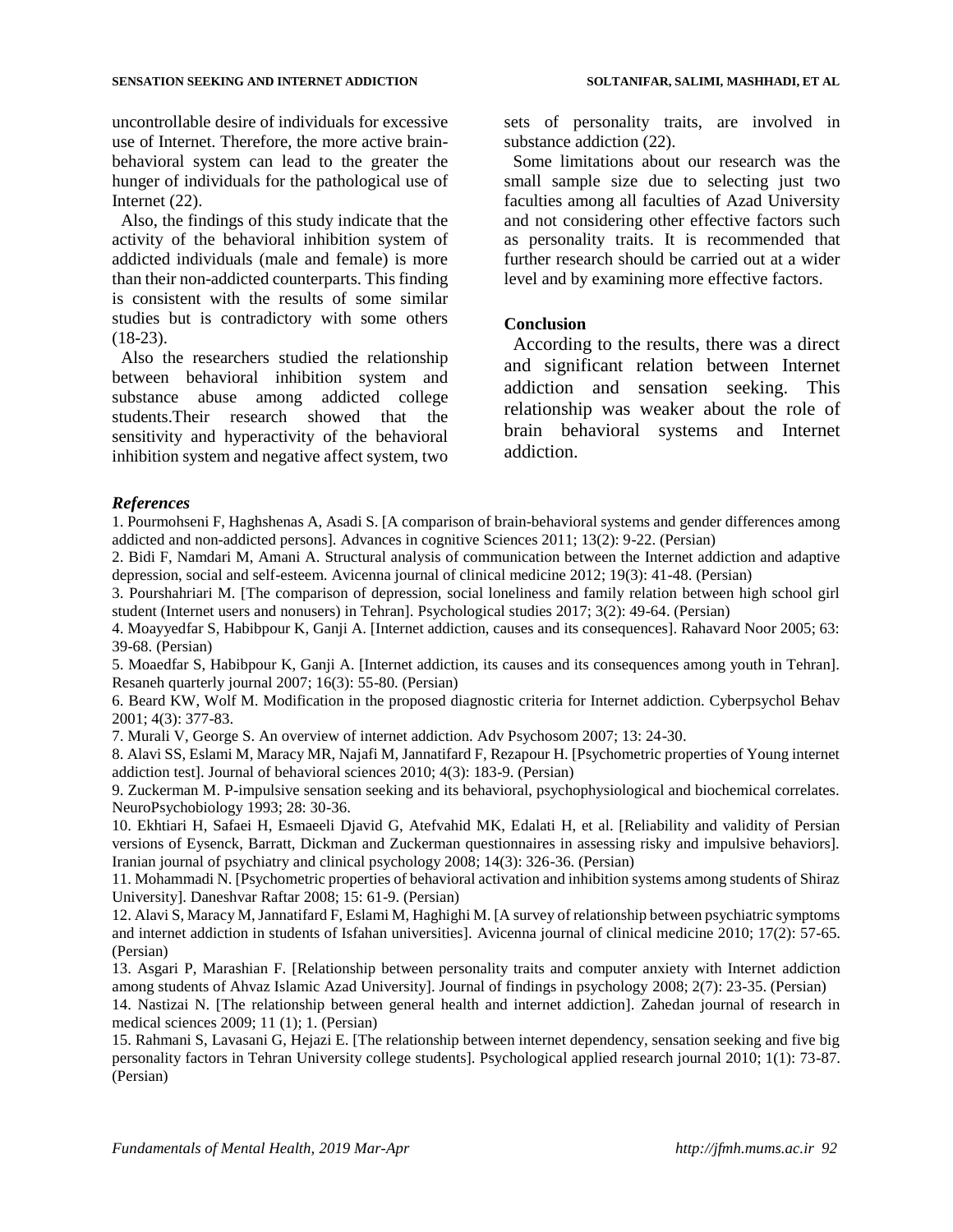uncontrollable desire of individuals for excessive use of Internet. Therefore, the more active brain-behavioral system can lead to the greater the hunger of individuals for the pathological use of Internet (22).

Also, the findings of this study indicate that the activity of the behavioral inhibition system of addicted individuals (male and female) is more than their non-addicted counterparts. This finding is consistent with the results of some similar studies but is contradictory with some others (18-23).

Also the researchers studied the relationship between behavioral inhibition system and substance abuse among addicted college students.Their research showed that the sensitivity and hyperactivity of the behavioral inhibition system and negative affect system, two sets of personality traits, are involved in substance addiction (22).

Some limitations about our research was the small sample size due to selecting just two faculties among all faculties of Azad University and not considering other effective factors such as personality traits. It is recommended that further research should be carried out at a wider level and by examining more effective factors.

**Conclusion**

According to the results, there was a direct and significant relation between Internet addiction and sensation seeking. This relationship was weaker about the role of brain behavioral systems and Internet addiction.

***References***

1. Pourmohseni F, Haghshenas A, Asadi S. [A comparison of brain-behavioral systems and gender differences among addicted and non-addicted persons]. Advances in cognitive Sciences 2011; 13(2): 9-22. (Persian)
2. Bidi F, Namdari M, Amani A. Structural analysis of communication between the Internet addiction and adaptive depression, social and self-esteem. Avicenna journal of clinical medicine 2012; 19(3): 41-48. (Persian)
3. Pourshahriari M. [The comparison of depression, social loneliness and family relation between high school girl student (Internet users and nonusers) in Tehran]. Psychological studies 2017; 3(2): 49-64. (Persian)
4. Moayyedfar S, Habibpour K, Ganji A. [Internet addiction, causes and its consequences]. Rahavard Noor 2005; 63: 39-68. (Persian)
5. Moaedfar S, Habibpour K, Ganji A. [Internet addiction, its causes and its consequences among youth in Tehran]. Resaneh quarterly journal 2007; 16(3): 55-80. (Persian)
6. Beard KW, Wolf M. Modification in the proposed diagnostic criteria for Internet addiction. Cyberpsychol Behav 2001; 4(3): 377-83.
7. Murali V, George S. An overview of internet addiction. Adv Psychosom 2007; 13: 24-30.
8. Alavi SS, Eslami M, Maracy MR, Najafi M, Jannatifard F, Rezapour H. [Psychometric properties of Young internet addiction test]. Journal of behavioral sciences 2010; 4(3): 183-9. (Persian)
9. Zuckerman M. P-impulsive sensation seeking and its behavioral, psychophysiological and biochemical correlates. NeuroPsychobiology 1993; 28: 30-36.
10. Ekhtiari H, Safaei H, Esmaeeli Djavid G, Atefvahid MK, Edalati H, et al. [Reliability and validity of Persian versions of Eysenck, Barratt, Dickman and Zuckerman questionnaires in assessing risky and impulsive behaviors]. Iranian journal of psychiatry and clinical psychology 2008; 14(3): 326-36. (Persian)
11. Mohammadi N. [Psychometric properties of behavioral activation and inhibition systems among students of Shiraz University]. Daneshvar Raftar 2008; 15: 61-9. (Persian)
12. Alavi S, Maracy M, Jannatifard F, Eslami M, Haghighi M. [A survey of relationship between psychiatric symptoms and internet addiction in students of Isfahan universities]. Avicenna journal of clinical medicine 2010; 17(2): 57-65. (Persian)
13. Asgari P, Marashian F. [Relationship between personality traits and computer anxiety with Internet addiction among students of Ahvaz Islamic Azad University]. Journal of findings in psychology 2008; 2(7): 23-35. (Persian)
14. Nastizai N. [The relationship between general health and internet addiction]. Zahedan journal of research in medical sciences 2009; 11 (1); 1. (Persian)
15. Rahmani S, Lavasani G, Hejazi E. [The relationship between internet dependency, sensation seeking and five big personality factors in Tehran University college students]. Psychological applied research journal 2010; 1(1): 73-87. (Persian)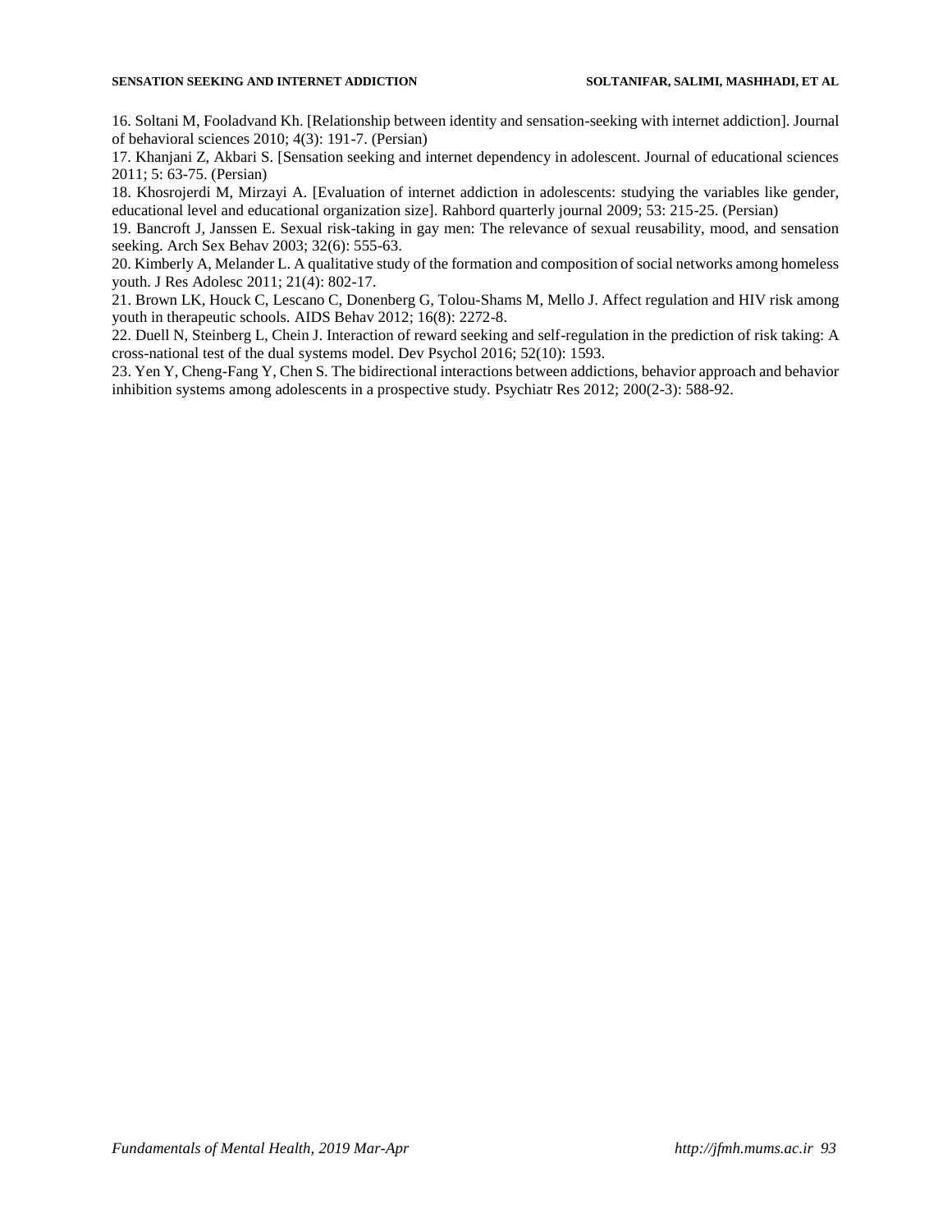16. Soltani M, Fooladvand Kh. [Relationship between identity and sensation-seeking with internet addiction]. Journal of behavioral sciences 2010; 4(3): 191-7. (Persian)

17. Khanjani Z, Akbari S. [Sensation seeking and internet dependency in adolescent. Journal of educational sciences 2011; 5: 63-75. (Persian)

18. Khosrojerdi M, Mirzayi A. [Evaluation of internet addiction in adolescents: studying the variables like gender, educational level and educational organization size]. Rahbord quarterly journal 2009; 53: 215-25. (Persian)

19. Bancroft J, Janssen E. Sexual risk-taking in gay men: The relevance of sexual reusability, mood, and sensation seeking. Arch Sex Behav 2003; 32(6): 555-63.

20. Kimberly A, Melander L. A qualitative study of the formation and composition of social networks among homeless youth. J Res Adolesc 2011; 21(4): 802-17.

21. Brown LK, Houck C, Lescano C, Donenberg G, Tolou-Shams M, Mello J. Affect regulation and HIV risk among youth in therapeutic schools. AIDS Behav 2012; 16(8): 2272-8.

22. Duell N, Steinberg L, Chein J. Interaction of reward seeking and self-regulation in the prediction of risk taking: A cross-national test of the dual systems model. Dev Psychol 2016; 52(10): 1593.

23. Yen Y, Cheng-Fang Y, Chen S. The bidirectional interactions between addictions, behavior approach and behavior inhibition systems among adolescents in a prospective study. Psychiatr Res 2012; 200(2-3): 588-92.